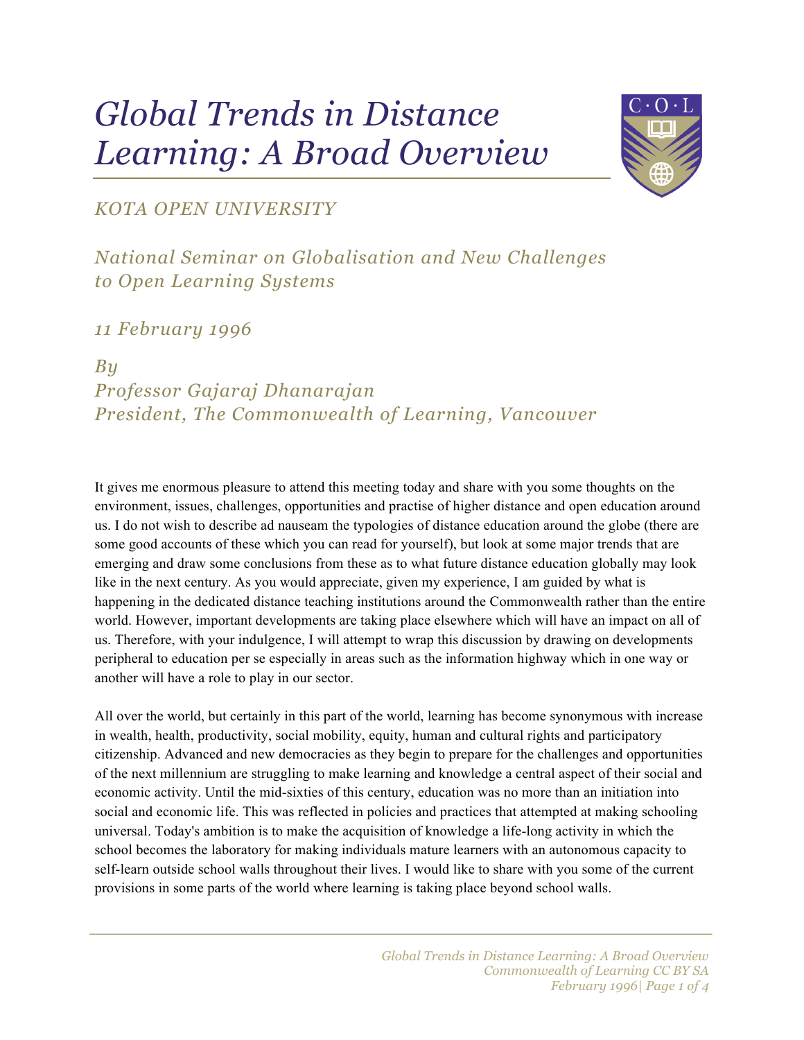# *Global Trends in Distance Learning: A Broad Overview*

*KOTA OPEN UNIVERSITY*

*National Seminar on Globalisation and New Challenges to Open Learning Systems*

*11 February 1996*

*By*
*Professor Gajaraj Dhanarajan*
*President, The Commonwealth of Learning, Vancouver*

It gives me enormous pleasure to attend this meeting today and share with you some thoughts on the environment, issues, challenges, opportunities and practise of higher distance and open education around us. I do not wish to describe ad nauseam the typologies of distance education around the globe (there are some good accounts of these which you can read for yourself), but look at some major trends that are emerging and draw some conclusions from these as to what future distance education globally may look like in the next century. As you would appreciate, given my experience, I am guided by what is happening in the dedicated distance teaching institutions around the Commonwealth rather than the entire world. However, important developments are taking place elsewhere which will have an impact on all of us. Therefore, with your indulgence, I will attempt to wrap this discussion by drawing on developments peripheral to education per se especially in areas such as the information highway which in one way or another will have a role to play in our sector.

All over the world, but certainly in this part of the world, learning has become synonymous with increase in wealth, health, productivity, social mobility, equity, human and cultural rights and participatory citizenship. Advanced and new democracies as they begin to prepare for the challenges and opportunities of the next millennium are struggling to make learning and knowledge a central aspect of their social and economic activity. Until the mid-sixties of this century, education was no more than an initiation into social and economic life. This was reflected in policies and practices that attempted at making schooling universal. Today's ambition is to make the acquisition of knowledge a life-long activity in which the school becomes the laboratory for making individuals mature learners with an autonomous capacity to self-learn outside school walls throughout their lives. I would like to share with you some of the current provisions in some parts of the world where learning is taking place beyond school walls.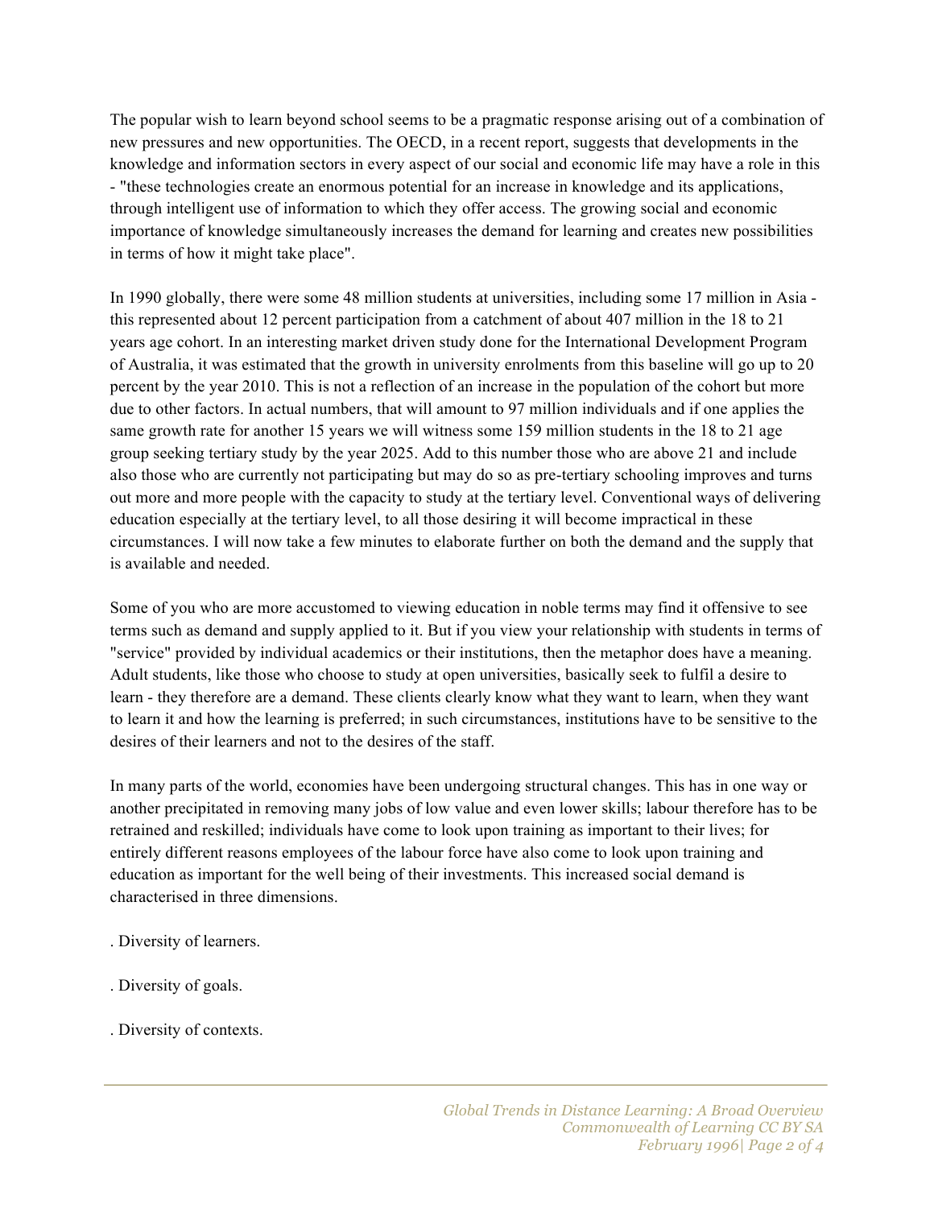The popular wish to learn beyond school seems to be a pragmatic response arising out of a combination of new pressures and new opportunities. The OECD, in a recent report, suggests that developments in the knowledge and information sectors in every aspect of our social and economic life may have a role in this - "these technologies create an enormous potential for an increase in knowledge and its applications, through intelligent use of information to which they offer access. The growing social and economic importance of knowledge simultaneously increases the demand for learning and creates new possibilities in terms of how it might take place".

In 1990 globally, there were some 48 million students at universities, including some 17 million in Asia - this represented about 12 percent participation from a catchment of about 407 million in the 18 to 21 years age cohort. In an interesting market driven study done for the International Development Program of Australia, it was estimated that the growth in university enrolments from this baseline will go up to 20 percent by the year 2010. This is not a reflection of an increase in the population of the cohort but more due to other factors. In actual numbers, that will amount to 97 million individuals and if one applies the same growth rate for another 15 years we will witness some 159 million students in the 18 to 21 age group seeking tertiary study by the year 2025. Add to this number those who are above 21 and include also those who are currently not participating but may do so as pre-tertiary schooling improves and turns out more and more people with the capacity to study at the tertiary level. Conventional ways of delivering education especially at the tertiary level, to all those desiring it will become impractical in these circumstances. I will now take a few minutes to elaborate further on both the demand and the supply that is available and needed.

Some of you who are more accustomed to viewing education in noble terms may find it offensive to see terms such as demand and supply applied to it. But if you view your relationship with students in terms of "service" provided by individual academics or their institutions, then the metaphor does have a meaning. Adult students, like those who choose to study at open universities, basically seek to fulfil a desire to learn - they therefore are a demand. These clients clearly know what they want to learn, when they want to learn it and how the learning is preferred; in such circumstances, institutions have to be sensitive to the desires of their learners and not to the desires of the staff.

In many parts of the world, economies have been undergoing structural changes. This has in one way or another precipitated in removing many jobs of low value and even lower skills; labour therefore has to be retrained and reskilled; individuals have come to look upon training as important to their lives; for entirely different reasons employees of the labour force have also come to look upon training and education as important for the well being of their investments. This increased social demand is characterised in three dimensions.

. Diversity of learners.

. Diversity of goals.

. Diversity of contexts.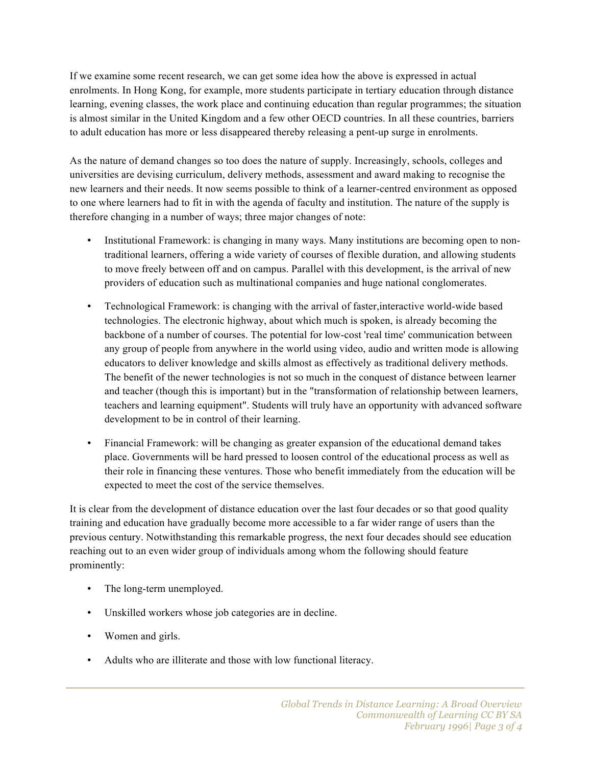If we examine some recent research, we can get some idea how the above is expressed in actual enrolments. In Hong Kong, for example, more students participate in tertiary education through distance learning, evening classes, the work place and continuing education than regular programmes; the situation is almost similar in the United Kingdom and a few other OECD countries. In all these countries, barriers to adult education has more or less disappeared thereby releasing a pent-up surge in enrolments.

As the nature of demand changes so too does the nature of supply. Increasingly, schools, colleges and universities are devising curriculum, delivery methods, assessment and award making to recognise the new learners and their needs. It now seems possible to think of a learner-centred environment as opposed to one where learners had to fit in with the agenda of faculty and institution. The nature of the supply is therefore changing in a number of ways; three major changes of note:

- Institutional Framework: is changing in many ways. Many institutions are becoming open to non-traditional learners, offering a wide variety of courses of flexible duration, and allowing students to move freely between off and on campus. Parallel with this development, is the arrival of new providers of education such as multinational companies and huge national conglomerates.

- Technological Framework: is changing with the arrival of faster,interactive world-wide based technologies. The electronic highway, about which much is spoken, is already becoming the backbone of a number of courses. The potential for low-cost 'real time' communication between any group of people from anywhere in the world using video, audio and written mode is allowing educators to deliver knowledge and skills almost as effectively as traditional delivery methods. The benefit of the newer technologies is not so much in the conquest of distance between learner and teacher (though this is important) but in the "transformation of relationship between learners, teachers and learning equipment". Students will truly have an opportunity with advanced software development to be in control of their learning.

- Financial Framework: will be changing as greater expansion of the educational demand takes place. Governments will be hard pressed to loosen control of the educational process as well as their role in financing these ventures. Those who benefit immediately from the education will be expected to meet the cost of the service themselves.

It is clear from the development of distance education over the last four decades or so that good quality training and education have gradually become more accessible to a far wider range of users than the previous century. Notwithstanding this remarkable progress, the next four decades should see education reaching out to an even wider group of individuals among whom the following should feature prominently:

- The long-term unemployed.

- Unskilled workers whose job categories are in decline.

- Women and girls.

- Adults who are illiterate and those with low functional literacy.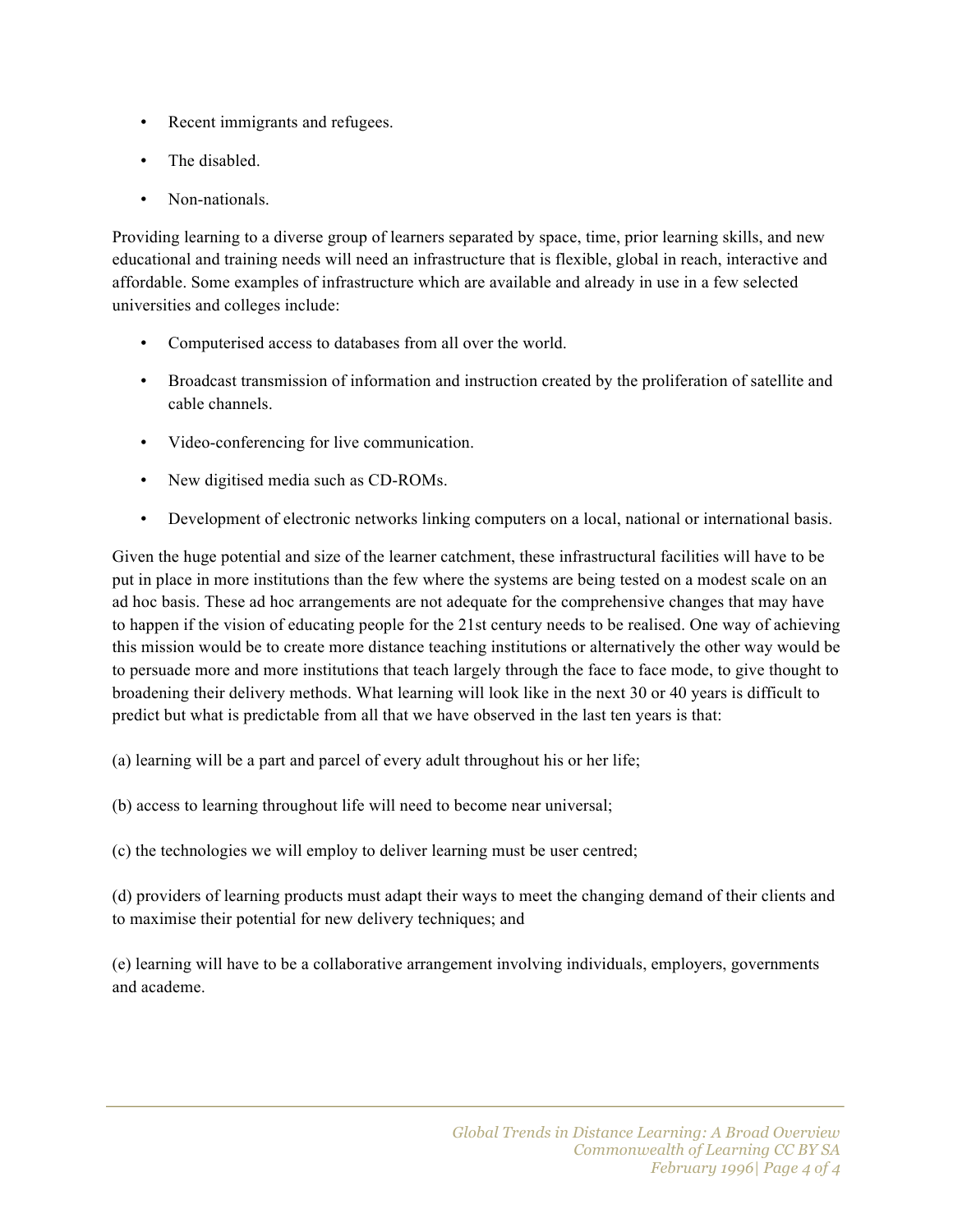- Recent immigrants and refugees.
- The disabled.
- Non-nationals.

Providing learning to a diverse group of learners separated by space, time, prior learning skills, and new educational and training needs will need an infrastructure that is flexible, global in reach, interactive and affordable. Some examples of infrastructure which are available and already in use in a few selected universities and colleges include:

- Computerised access to databases from all over the world.
- Broadcast transmission of information and instruction created by the proliferation of satellite and cable channels.
- Video-conferencing for live communication.
- New digitised media such as CD-ROMs.
- Development of electronic networks linking computers on a local, national or international basis.

Given the huge potential and size of the learner catchment, these infrastructural facilities will have to be put in place in more institutions than the few where the systems are being tested on a modest scale on an ad hoc basis. These ad hoc arrangements are not adequate for the comprehensive changes that may have to happen if the vision of educating people for the 21st century needs to be realised. One way of achieving this mission would be to create more distance teaching institutions or alternatively the other way would be to persuade more and more institutions that teach largely through the face to face mode, to give thought to broadening their delivery methods. What learning will look like in the next 30 or 40 years is difficult to predict but what is predictable from all that we have observed in the last ten years is that:

(a) learning will be a part and parcel of every adult throughout his or her life;

(b) access to learning throughout life will need to become near universal;

(c) the technologies we will employ to deliver learning must be user centred;

(d) providers of learning products must adapt their ways to meet the changing demand of their clients and to maximise their potential for new delivery techniques; and

(e) learning will have to be a collaborative arrangement involving individuals, employers, governments and academe.